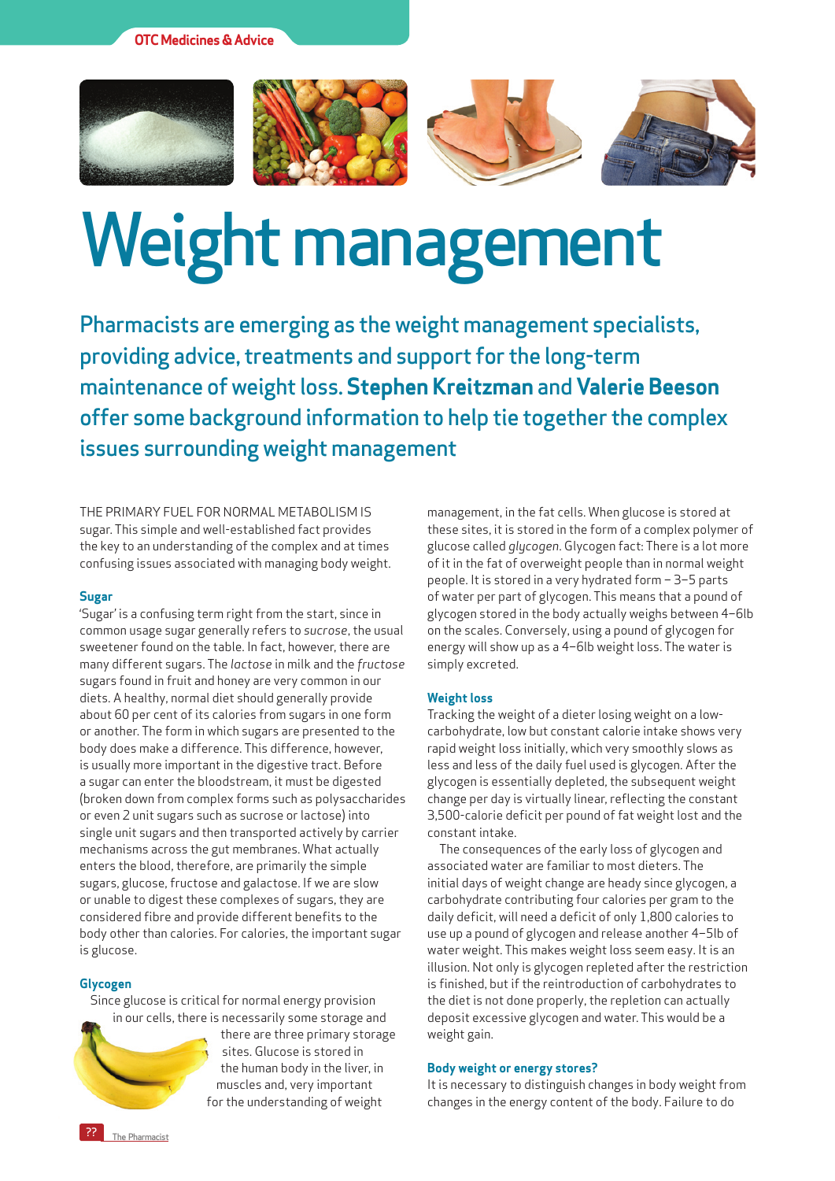# Weight management

Pharmacists are emerging as the weight management specialists, providing advice, treatments and support for the long-term maintenance of weight loss. **Stephen Kreitzman** and **Valerie Beeson** offer some background information to help tie together the complex issues surrounding weight management

THE PRIMARY FUEL FOR NORMAL METABOLISM IS sugar. This simple and well-established fact provides the key to an understanding of the complex and at times confusing issues associated with managing body weight.

### Sugar

'Sugar' is a confusing term right from the start, since in common usage sugar generally refers to *sucrose*, the usual sweetener found on the table. In fact, however, there are many different sugars. The *lactose* in milk and the *fructose* sugars found in fruit and honey are very common in our diets. A healthy, normal diet should generally provide about 60 per cent of its calories from sugars in one form or another. The form in which sugars are presented to the body does make a difference. This difference, however, is usually more important in the digestive tract. Before a sugar can enter the bloodstream, it must be digested (broken down from complex forms such as polysaccharides or even 2 unit sugars such as sucrose or lactose) into single unit sugars and then transported actively by carrier mechanisms across the gut membranes. What actually enters the blood, therefore, are primarily the simple sugars, glucose, fructose and galactose. If we are slow or unable to digest these complexes of sugars, they are considered fibre and provide different benefits to the body other than calories. For calories, the important sugar is glucose.

### Glycogen

Since glucose is critical for normal energy provision in our cells, there is necessarily some storage and there are three primary storage sites. Glucose is stored in the human body in the liver, in muscles and, very important for the understanding of weight management, in the fat cells. When glucose is stored at these sites, it is stored in the form of a complex polymer of glucose called *glycogen*. Glycogen fact: There is a lot more of it in the fat of overweight people than in normal weight people. It is stored in a very hydrated form – 3–5 parts of water per part of glycogen. This means that a pound of glycogen stored in the body actually weighs between 4–6lb on the scales. Conversely, using a pound of glycogen for energy will show up as a 4–6lb weight loss. The water is simply excreted.

### Weight loss

Tracking the weight of a dieter losing weight on a low-carbohydrate, low but constant calorie intake shows very rapid weight loss initially, which very smoothly slows as less and less of the daily fuel used is glycogen. After the glycogen is essentially depleted, the subsequent weight change per day is virtually linear, reflecting the constant 3,500-calorie deficit per pound of fat weight lost and the constant intake.

The consequences of the early loss of glycogen and associated water are familiar to most dieters. The initial days of weight change are heady since glycogen, a carbohydrate contributing four calories per gram to the daily deficit, will need a deficit of only 1,800 calories to use up a pound of glycogen and release another 4–5lb of water weight. This makes weight loss seem easy. It is an illusion. Not only is glycogen repleted after the restriction is finished, but if the reintroduction of carbohydrates to the diet is not done properly, the repletion can actually deposit excessive glycogen and water. This would be a weight gain.

### Body weight or energy stores?

It is necessary to distinguish changes in body weight from changes in the energy content of the body. Failure to do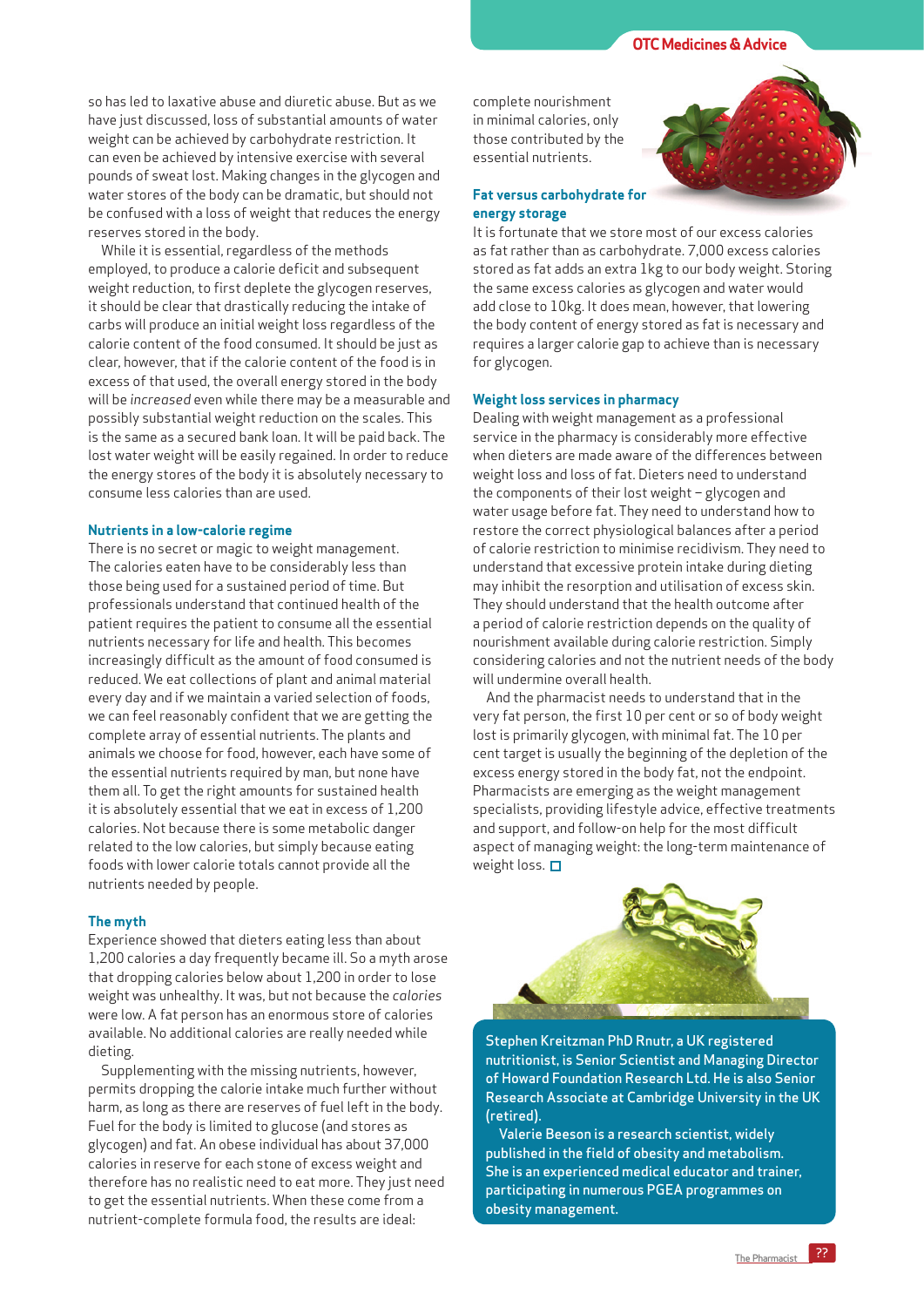so has led to laxative abuse and diuretic abuse. But as we have just discussed, loss of substantial amounts of water weight can be achieved by carbohydrate restriction. It can even be achieved by intensive exercise with several pounds of sweat lost. Making changes in the glycogen and water stores of the body can be dramatic, but should not be confused with a loss of weight that reduces the energy reserves stored in the body.

While it is essential, regardless of the methods employed, to produce a calorie deficit and subsequent weight reduction, to first deplete the glycogen reserves, it should be clear that drastically reducing the intake of carbs will produce an initial weight loss regardless of the calorie content of the food consumed. It should be just as clear, however, that if the calorie content of the food is in excess of that used, the overall energy stored in the body will be *increased* even while there may be a measurable and possibly substantial weight reduction on the scales. This is the same as a secured bank loan. It will be paid back. The lost water weight will be easily regained. In order to reduce the energy stores of the body it is absolutely necessary to consume less calories than are used.

### Nutrients in a low-calorie regime

There is no secret or magic to weight management. The calories eaten have to be considerably less than those being used for a sustained period of time. But professionals understand that continued health of the patient requires the patient to consume all the essential nutrients necessary for life and health. This becomes increasingly difficult as the amount of food consumed is reduced. We eat collections of plant and animal material every day and if we maintain a varied selection of foods, we can feel reasonably confident that we are getting the complete array of essential nutrients. The plants and animals we choose for food, however, each have some of the essential nutrients required by man, but none have them all. To get the right amounts for sustained health it is absolutely essential that we eat in excess of 1,200 calories. Not because there is some metabolic danger related to the low calories, but simply because eating foods with lower calorie totals cannot provide all the nutrients needed by people.

### The myth

Experience showed that dieters eating less than about 1,200 calories a day frequently became ill. So a myth arose that dropping calories below about 1,200 in order to lose weight was unhealthy. It was, but not because the *calories* were low. A fat person has an enormous store of calories available. No additional calories are really needed while dieting.

Supplementing with the missing nutrients, however, permits dropping the calorie intake much further without harm, as long as there are reserves of fuel left in the body. Fuel for the body is limited to glucose (and stores as glycogen) and fat. An obese individual has about 37,000 calories in reserve for each stone of excess weight and therefore has no realistic need to eat more. They just need to get the essential nutrients. When these come from a nutrient-complete formula food, the results are ideal: complete nourishment in minimal calories, only those contributed by the essential nutrients.

### Fat versus carbohydrate for energy storage

It is fortunate that we store most of our excess calories as fat rather than as carbohydrate. 7,000 excess calories stored as fat adds an extra 1kg to our body weight. Storing the same excess calories as glycogen and water would add close to 10kg. It does mean, however, that lowering the body content of energy stored as fat is necessary and requires a larger calorie gap to achieve than is necessary for glycogen.

### Weight loss services in pharmacy

Dealing with weight management as a professional service in the pharmacy is considerably more effective when dieters are made aware of the differences between weight loss and loss of fat. Dieters need to understand the components of their lost weight – glycogen and water usage before fat. They need to understand how to restore the correct physiological balances after a period of calorie restriction to minimise recidivism. They need to understand that excessive protein intake during dieting may inhibit the resorption and utilisation of excess skin. They should understand that the health outcome after a period of calorie restriction depends on the quality of nourishment available during calorie restriction. Simply considering calories and not the nutrient needs of the body will undermine overall health.

And the pharmacist needs to understand that in the very fat person, the first 10 per cent or so of body weight lost is primarily glycogen, with minimal fat. The 10 per cent target is usually the beginning of the depletion of the excess energy stored in the body fat, not the endpoint. Pharmacists are emerging as the weight management specialists, providing lifestyle advice, effective treatments and support, and follow-on help for the most difficult aspect of managing weight: the long-term maintenance of weight loss. □

Stephen Kreitzman PhD Rnutr, a UK registered nutritionist, is Senior Scientist and Managing Director of Howard Foundation Research Ltd. He is also Senior Research Associate at Cambridge University in the UK (retired).

Valerie Beeson is a research scientist, widely published in the field of obesity and metabolism. She is an experienced medical educator and trainer, participating in numerous PGEA programmes on obesity management.